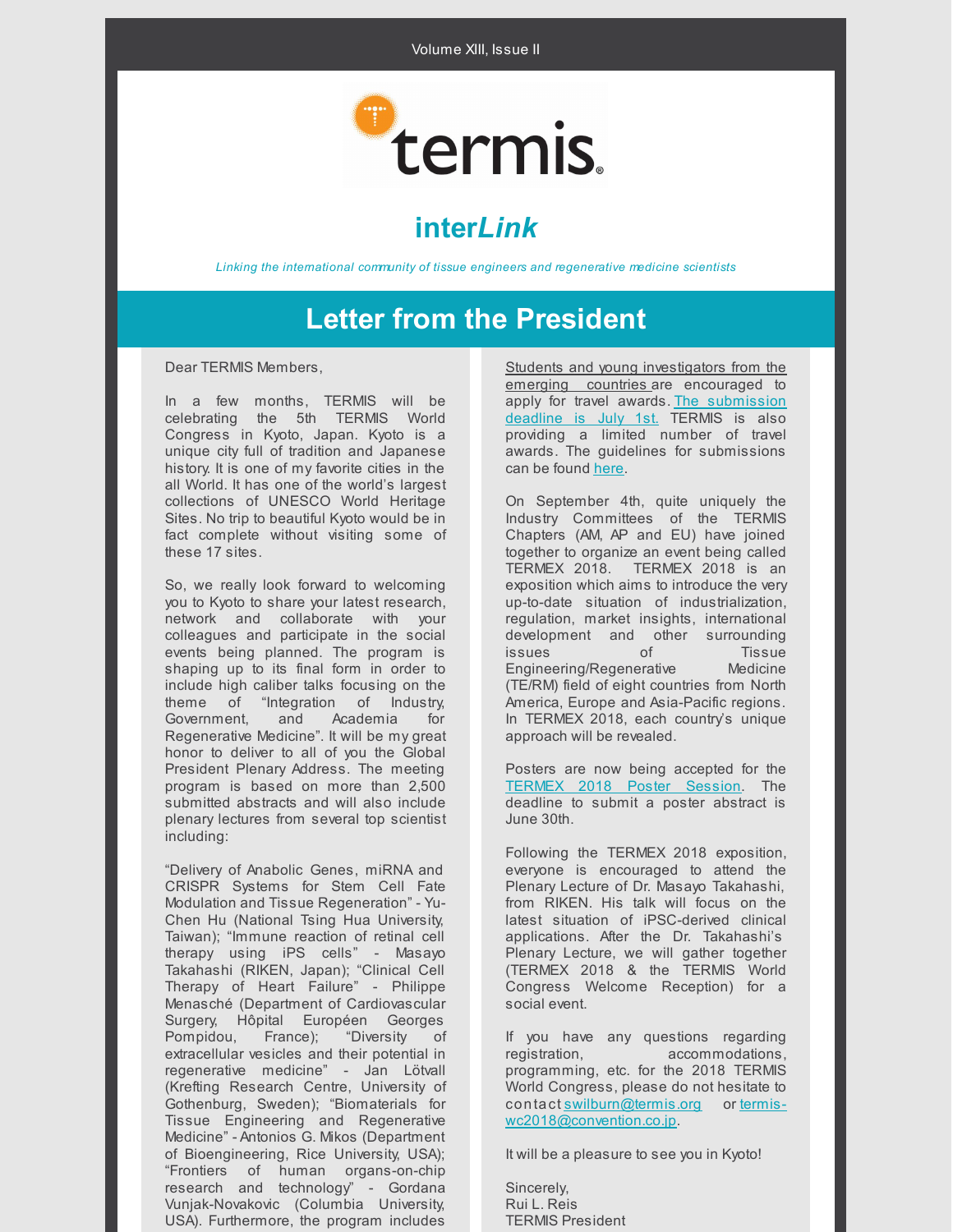Volume XIII, Issue II

termis

# inter*Link*

*Linking the international community of tissue engineers and regenerative medicine scientists*

## Letter from the President

Dear TERMIS Members,

In a few months, TERMIS will be celebrating the 5th TERMIS World Congress in Kyoto, Japan. Kyoto is a unique city full of tradition and Japanese history. It is one of my favorite cities in the all World. It has one of the world's largest collections of UNESCO World Heritage Sites. No trip to beautiful Kyoto would be in fact complete without visiting some of these 17 sites.

So, we really look forward to welcoming you to Kyoto to share your latest research, network and collaborate with your colleagues and participate in the social events being planned. The program is shaping up to its final form in order to include high caliber talks focusing on the theme of "Integration of Industry, Government, and Academia for Regenerative Medicine". It will be my great honor to deliver to all of you the Global President Plenary Address. The meeting program is based on more than 2,500 submitted abstracts and will also include plenary lectures from several top scientist including:

"Delivery of Anabolic Genes, miRNA and CRISPR Systems for Stem Cell Fate Modulation and Tissue Regeneration" - Yu-Chen Hu (National Tsing Hua University, Taiwan); "Immune reaction of retinal cell therapy using iPS cells" - Masayo Takahashi (RIKEN, Japan); "Clinical Cell Therapy of Heart Failure" - Philippe Menasché (Department of Cardiovascular Surgery, Hôpital Européen Georges Pompidou, France); "Diversity of extracellular vesicles and their potential in regenerative medicine" - Jan Lötvall (Krefting Research Centre, University of Gothenburg, Sweden); "Biomaterials for Tissue Engineering and Regenerative Medicine" - Antonios G. Mikos (Department of Bioengineering, Rice University, USA); "Frontiers of human organs-on-chip research and technology" - Gordana Vunjak-Novakovic (Columbia University, USA). Furthermore, the program includes

Students and young investigators from the emerging countries are encouraged to apply for travel awards. The submission deadline is July 1st. TERMIS is also providing a limited number of travel awards. The guidelines for submissions can be found here.

On September 4th, quite uniquely the Industry Committees of the TERMIS Chapters (AM, AP and EU) have joined together to organize an event being called TERMEX 2018. TERMEX 2018 is an exposition which aims to introduce the very up-to-date situation of industrialization, regulation, market insights, international development and other surrounding issues of Tissue Engineering/Regenerative Medicine (TE/RM) field of eight countries from North America, Europe and Asia-Pacific regions. In TERMEX 2018, each country's unique approach will be revealed.

Posters are now being accepted for the TERMEX 2018 Poster Session. The deadline to submit a poster abstract is June 30th.

Following the TERMEX 2018 exposition, everyone is encouraged to attend the Plenary Lecture of Dr. Masayo Takahashi, from RIKEN. His talk will focus on the latest situation of iPSC-derived clinical applications. After the Dr. Takahashi's Plenary Lecture, we will gather together (TERMEX 2018 & the TERMIS World Congress Welcome Reception) for a social event.

If you have any questions regarding registration, accommodations, programming, etc. for the 2018 TERMIS World Congress, please do not hesitate to contact swilburn@termis.org or termis-wc2018@convention.co.jp.

It will be a pleasure to see you in Kyoto!

Sincerely,
Rui L. Reis
TERMIS President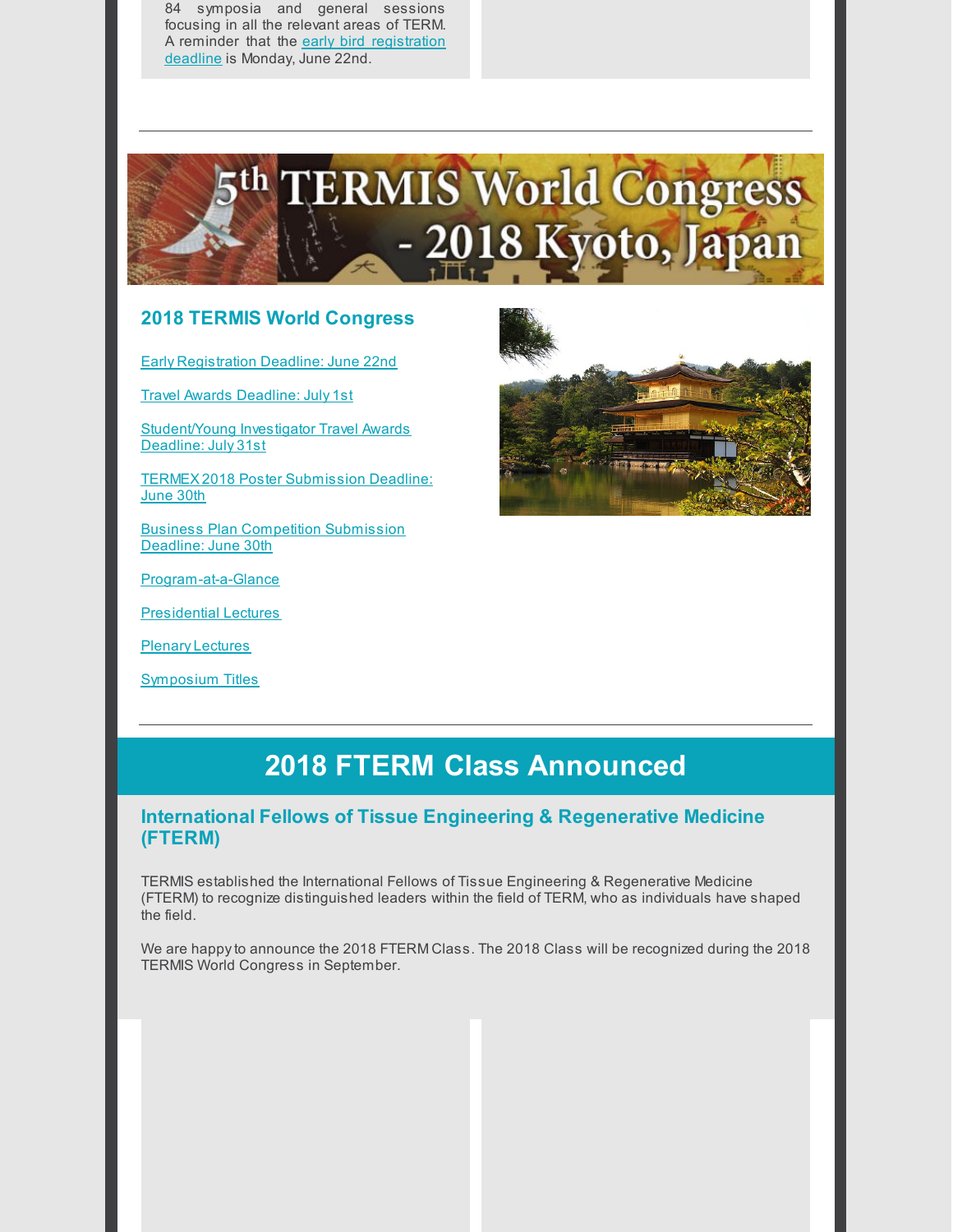84 symposia and general sessions focusing in all the relevant areas of TERM. A reminder that the early bird registration deadline is Monday, June 22nd.

---

## 2018 TERMIS World Congress

Early Registration Deadline: June 22nd

Travel Awards Deadline: July 1st

Student/Young Investigator Travel Awards Deadline: July 31st

TERMEX 2018 Poster Submission Deadline: June 30th

Business Plan Competition Submission Deadline: June 30th

Program-at-a-Glance

Presidential Lectures

Plenary Lectures

Symposium Titles

---

# 2018 FTERM Class Announced

## International Fellows of Tissue Engineering & Regenerative Medicine (FTERM)

TERMIS established the International Fellows of Tissue Engineering & Regenerative Medicine (FTERM) to recognize distinguished leaders within the field of TERM, who as individuals have shaped the field.

We are happy to announce the 2018 FTERM Class. The 2018 Class will be recognized during the 2018 TERMIS World Congress in September.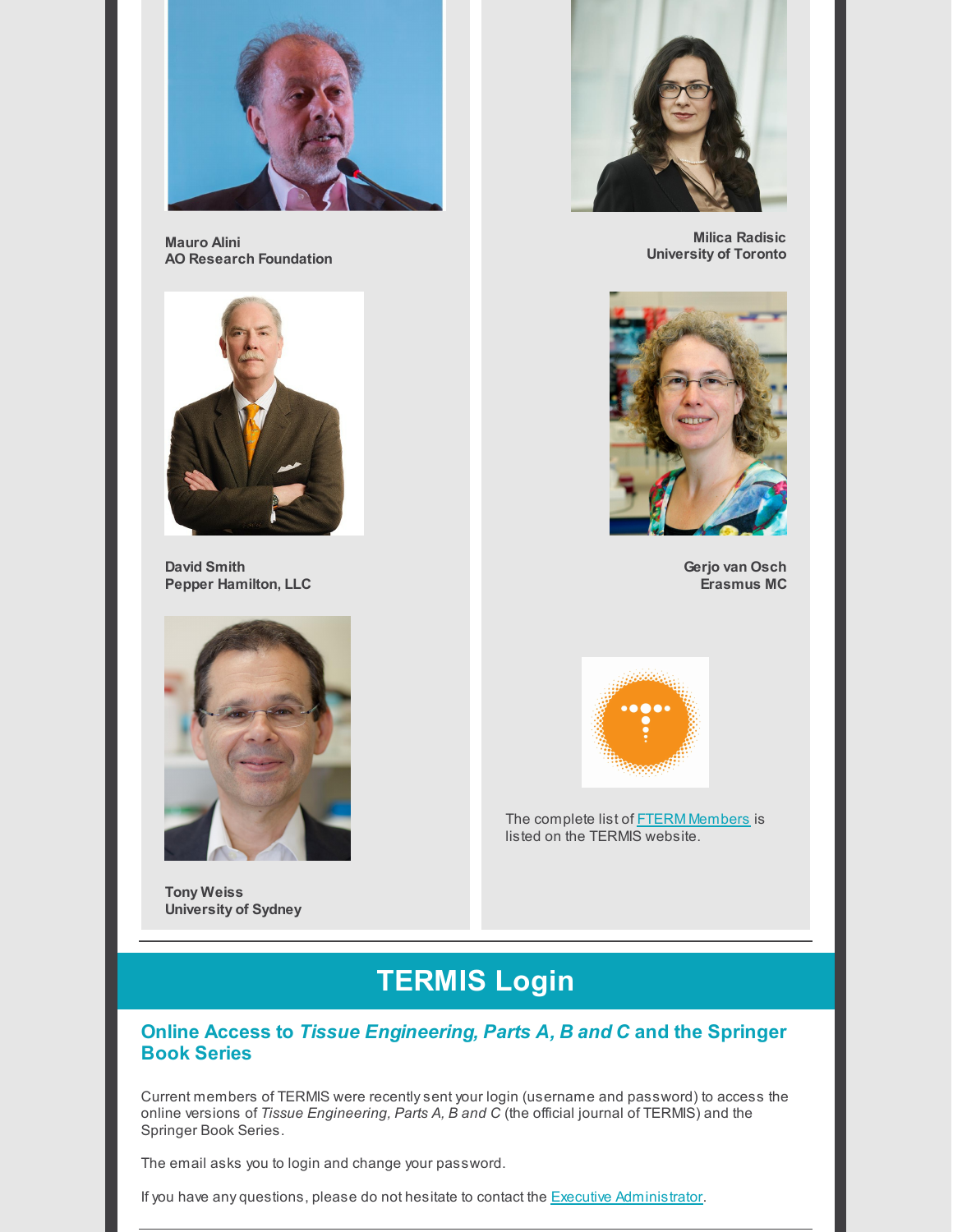**Mauro Alini**
**AO Research Foundation**

**David Smith**
**Pepper Hamilton, LLC**

**Tony Weiss**
**University of Sydney**

**Milica Radisic**
**University of Toronto**

**Gerjo van Osch**
**Erasmus MC**

The complete list of FTERM Members is listed on the TERMIS website.

# TERMIS Login

## Online Access to *Tissue Engineering, Parts A, B and C* and the Springer Book Series

Current members of TERMIS were recently sent your login (username and password) to access the online versions of *Tissue Engineering, Parts A, B and C* (the official journal of TERMIS) and the Springer Book Series.

The email asks you to login and change your password.

If you have any questions, please do not hesitate to contact the Executive Administrator.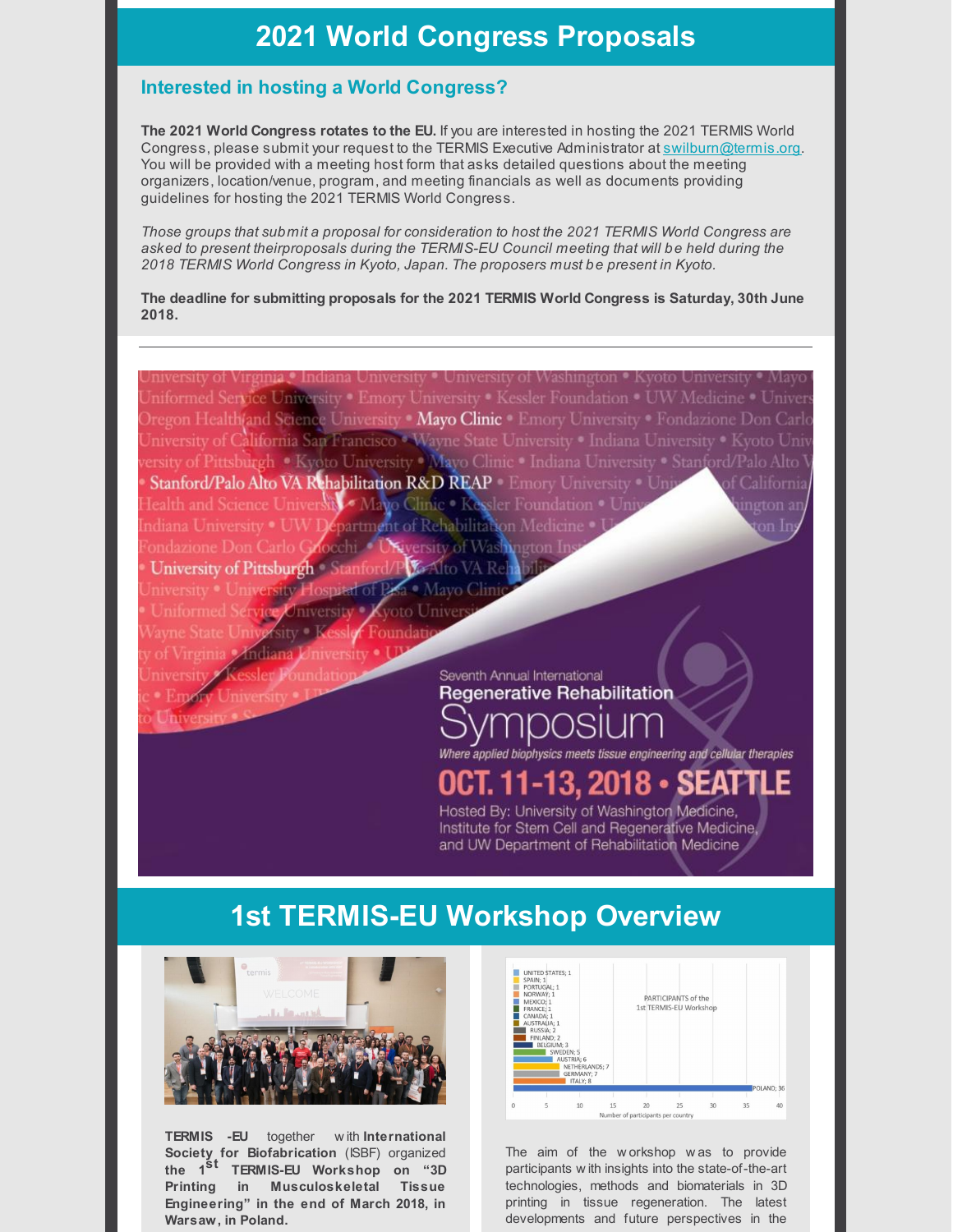# 2021 World Congress Proposals

## Interested in hosting a World Congress?

**The 2021 World Congress rotates to the EU.** If you are interested in hosting the 2021 TERMIS World Congress, please submit your request to the TERMIS Executive Administrator at swilburn@termis.org. You will be provided with a meeting host form that asks detailed questions about the meeting organizers, location/venue, program, and meeting financials as well as documents providing guidelines for hosting the 2021 TERMIS World Congress.

*Those groups that submit a proposal for consideration to host the 2021 TERMIS World Congress are asked to present theirproposals during the TERMIS-EU Council meeting that will be held during the 2018 TERMIS World Congress in Kyoto, Japan. The proposers must be present in Kyoto.*

**The deadline for submitting proposals for the 2021 TERMIS World Congress is Saturday, 30th June 2018.**

---

Seventh Annual International
Regenerative Rehabilitation
Symposium

*Where applied biophysics meets tissue engineering and cellular therapies*

OCT. 11-13, 2018 • SEATTLE

Hosted By: University of Washington Medicine, Institute for Stem Cell and Regenerative Medicine, and UW Department of Rehabilitation Medicine

# 1st TERMIS-EU Workshop Overview

**TERMIS -EU** together with **International Society for Biofabrication** (ISBF) organized **the 1st TERMIS-EU Workshop on "3D Printing in Musculoskeletal Tissue Engineering" in the end of March 2018, in Warsaw, in Poland.**

PARTICIPANTS of the 1st TERMIS-EU Workshop

| Country | Number of participants |
|---|---|
| UNITED STATES | 1 |
| SPAIN | 1 |
| PORTUGAL | 1 |
| NORWAY | 1 |
| MEXICO | 1 |
| FRANCE | 1 |
| CANADA | 1 |
| AUSTRALIA | 1 |
| RUSSIA | 2 |
| FINLAND | 2 |
| BELGIUM | 3 |
| SWEDEN | 5 |
| AUSTRIA | 6 |
| NETHERLANDS | 7 |
| GERMANY | 7 |
| ITALY | 8 |
| POLAND | 36 |

Number of participants per country

The aim of the workshop was to provide participants with insights into the state-of-the-art technologies, methods and biomaterials in 3D printing in tissue regeneration. The latest developments and future perspectives in the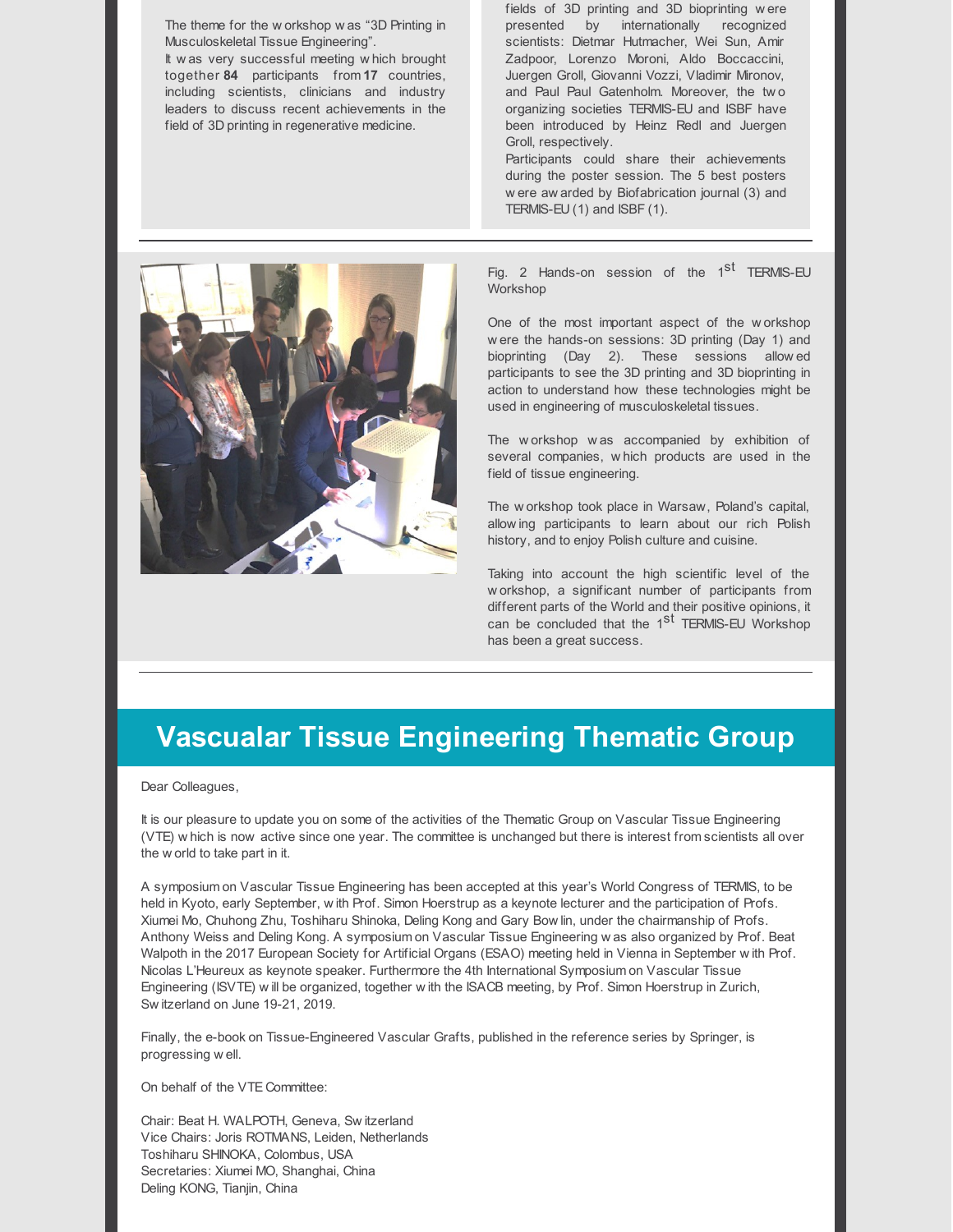The theme for the workshop was “3D Printing in Musculoskeletal Tissue Engineering”.
It was very successful meeting which brought together **84** participants from **17** countries, including scientists, clinicians and industry leaders to discuss recent achievements in the field of 3D printing in regenerative medicine.

fields of 3D printing and 3D bioprinting were presented by internationally recognized scientists: Dietmar Hutmacher, Wei Sun, Amir Zadpoor, Lorenzo Moroni, Aldo Boccaccini, Juergen Groll, Giovanni Vozzi, Vladimir Mironov, and Paul Paul Gatenholm. Moreover, the two organizing societies TERMIS-EU and ISBF have been introduced by Heinz Redl and Juergen Groll, respectively.
Participants could share their achievements during the poster session. The 5 best posters were awarded by Biofabrication journal (3) and TERMIS-EU (1) and ISBF (1).

---

Fig. 2 Hands-on session of the 1st TERMIS-EU Workshop

One of the most important aspect of the workshop were the hands-on sessions: 3D printing (Day 1) and bioprinting (Day 2). These sessions allowed participants to see the 3D printing and 3D bioprinting in action to understand how these technologies might be used in engineering of musculoskeletal tissues.

The workshop was accompanied by exhibition of several companies, which products are used in the field of tissue engineering.

The workshop took place in Warsaw, Poland’s capital, allowing participants to learn about our rich Polish history, and to enjoy Polish culture and cuisine.

Taking into account the high scientific level of the workshop, a significant number of participants from different parts of the World and their positive opinions, it can be concluded that the 1st TERMIS-EU Workshop has been a great success.

---

# Vascualar Tissue Engineering Thematic Group

Dear Colleagues,

It is our pleasure to update you on some of the activities of the Thematic Group on Vascular Tissue Engineering (VTE) which is now active since one year. The committee is unchanged but there is interest from scientists all over the world to take part in it.

A symposium on Vascular Tissue Engineering has been accepted at this year’s World Congress of TERMIS, to be held in Kyoto, early September, with Prof. Simon Hoerstrup as a keynote lecturer and the participation of Profs. Xiumei Mo, Chuhong Zhu, Toshiharu Shinoka, Deling Kong and Gary Bowlin, under the chairmanship of Profs. Anthony Weiss and Deling Kong. A symposium on Vascular Tissue Engineering was also organized by Prof. Beat Walpoth in the 2017 European Society for Artificial Organs (ESAO) meeting held in Vienna in September with Prof. Nicolas L’Heureux as keynote speaker. Furthermore the 4th International Symposium on Vascular Tissue Engineering (ISVTE) will be organized, together with the ISACB meeting, by Prof. Simon Hoerstrup in Zurich, Switzerland on June 19-21, 2019.

Finally, the e-book on Tissue-Engineered Vascular Grafts, published in the reference series by Springer, is progressing well.

On behalf of the VTE Committee:

Chair: Beat H. WALPOTH, Geneva, Switzerland
Vice Chairs: Joris ROTMANS, Leiden, Netherlands
Toshiharu SHINOKA, Colombus, USA
Secretaries: Xiumei MO, Shanghai, China
Deling KONG, Tianjin, China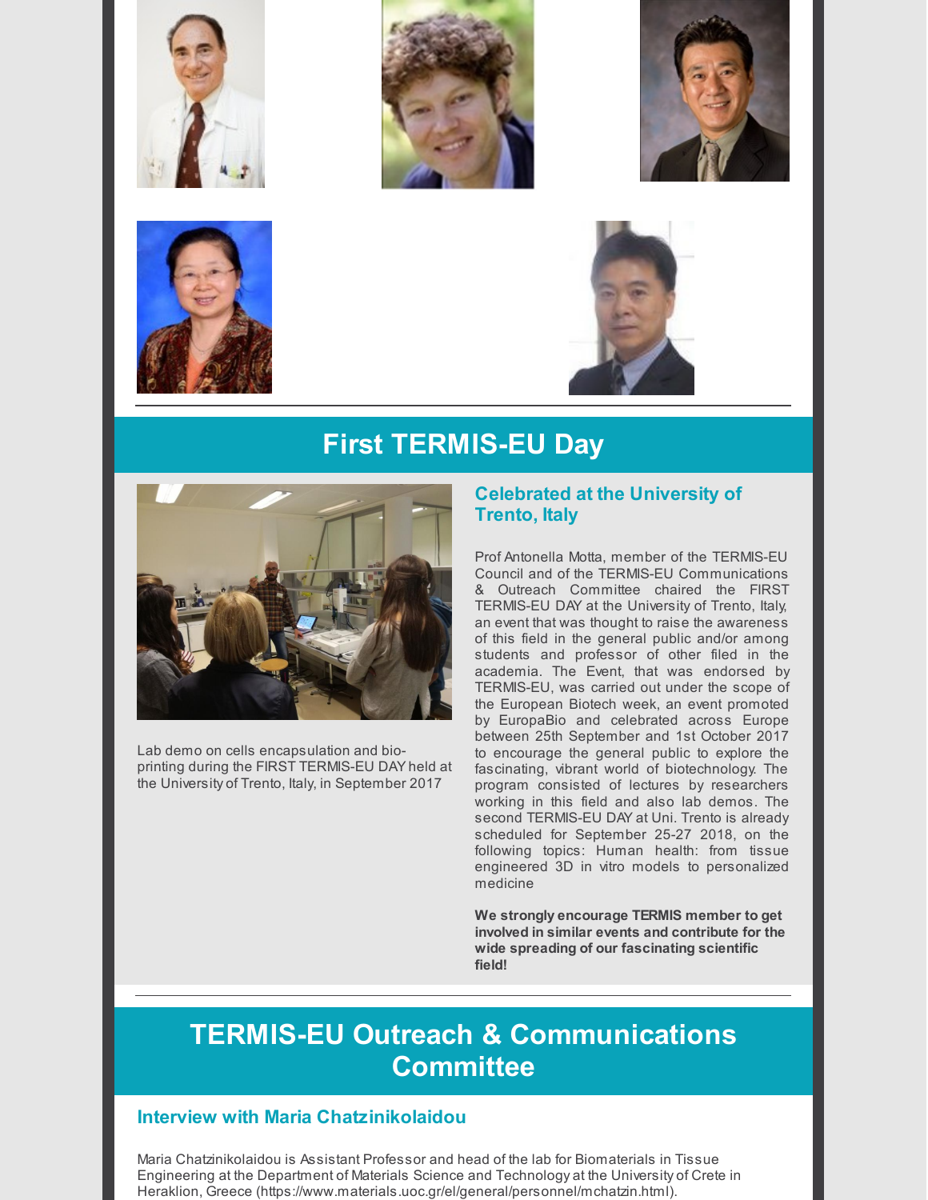# First TERMIS-EU Day

Lab demo on cells encapsulation and bio-printing during the FIRST TERMIS-EU DAY held at the University of Trento, Italy, in September 2017

## Celebrated at the University of Trento, Italy

Prof Antonella Motta, member of the TERMIS-EU Council and of the TERMIS-EU Communications & Outreach Committee chaired the FIRST TERMIS-EU DAY at the University of Trento, Italy, an event that was thought to raise the awareness of this field in the general public and/or among students and professor of other filed in the academia. The Event, that was endorsed by TERMIS-EU, was carried out under the scope of the European Biotech week, an event promoted by EuropaBio and celebrated across Europe between 25th September and 1st October 2017 to encourage the general public to explore the fascinating, vibrant world of biotechnology. The program consisted of lectures by researchers working in this field and also lab demos. The second TERMIS-EU DAY at Uni. Trento is already scheduled for September 25-27 2018, on the following topics: Human health: from tissue engineered 3D in vitro models to personalized medicine

**We strongly encourage TERMIS member to get involved in similar events and contribute for the wide spreading of our fascinating scientific field!**

# TERMIS-EU Outreach & Communications Committee

## Interview with Maria Chatzinikolaidou

Maria Chatzinikolaidou is Assistant Professor and head of the lab for Biomaterials in Tissue Engineering at the Department of Materials Science and Technology at the University of Crete in Heraklion, Greece (https://www.materials.uoc.gr/el/general/personnel/mchatzin.html).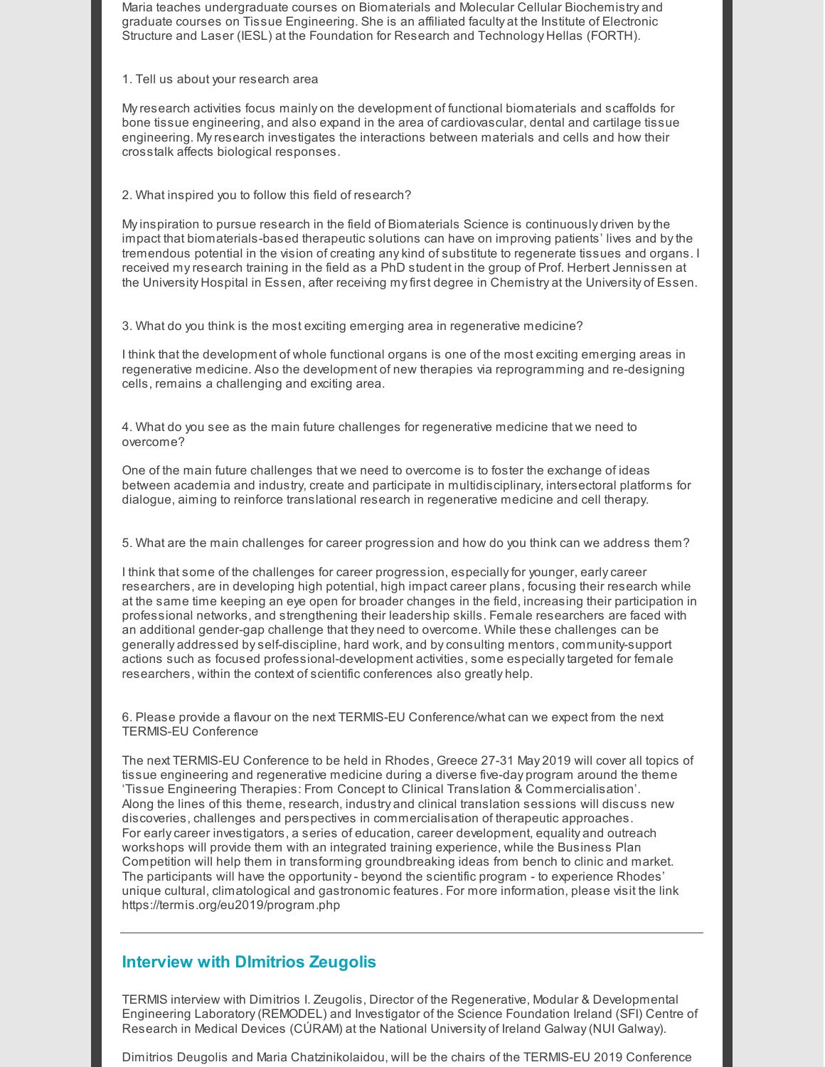Maria teaches undergraduate courses on Biomaterials and Molecular Cellular Biochemistry and graduate courses on Tissue Engineering. She is an affiliated faculty at the Institute of Electronic Structure and Laser (IESL) at the Foundation for Research and Technology Hellas (FORTH).

1. Tell us about your research area

My research activities focus mainly on the development of functional biomaterials and scaffolds for bone tissue engineering, and also expand in the area of cardiovascular, dental and cartilage tissue engineering. My research investigates the interactions between materials and cells and how their crosstalk affects biological responses.

2. What inspired you to follow this field of research?

My inspiration to pursue research in the field of Biomaterials Science is continuously driven by the impact that biomaterials-based therapeutic solutions can have on improving patients' lives and by the tremendous potential in the vision of creating any kind of substitute to regenerate tissues and organs. I received my research training in the field as a PhD student in the group of Prof. Herbert Jennissen at the University Hospital in Essen, after receiving my first degree in Chemistry at the University of Essen.

3. What do you think is the most exciting emerging area in regenerative medicine?

I think that the development of whole functional organs is one of the most exciting emerging areas in regenerative medicine. Also the development of new therapies via reprogramming and re-designing cells, remains a challenging and exciting area.

4. What do you see as the main future challenges for regenerative medicine that we need to overcome?

One of the main future challenges that we need to overcome is to foster the exchange of ideas between academia and industry, create and participate in multidisciplinary, intersectoral platforms for dialogue, aiming to reinforce translational research in regenerative medicine and cell therapy.

5. What are the main challenges for career progression and how do you think can we address them?

I think that some of the challenges for career progression, especially for younger, early career researchers, are in developing high potential, high impact career plans, focusing their research while at the same time keeping an eye open for broader changes in the field, increasing their participation in professional networks, and strengthening their leadership skills. Female researchers are faced with an additional gender-gap challenge that they need to overcome. While these challenges can be generally addressed by self-discipline, hard work, and by consulting mentors, community-support actions such as focused professional-development activities, some especially targeted for female researchers, within the context of scientific conferences also greatly help.

6. Please provide a flavour on the next TERMIS-EU Conference/what can we expect from the next TERMIS-EU Conference

The next TERMIS-EU Conference to be held in Rhodes, Greece 27-31 May 2019 will cover all topics of tissue engineering and regenerative medicine during a diverse five-day program around the theme 'Tissue Engineering Therapies: From Concept to Clinical Translation & Commercialisation'. Along the lines of this theme, research, industry and clinical translation sessions will discuss new discoveries, challenges and perspectives in commercialisation of therapeutic approaches. For early career investigators, a series of education, career development, equality and outreach workshops will provide them with an integrated training experience, while the Business Plan Competition will help them in transforming groundbreaking ideas from bench to clinic and market. The participants will have the opportunity - beyond the scientific program - to experience Rhodes' unique cultural, climatological and gastronomic features. For more information, please visit the link https://termis.org/eu2019/program.php

---

## Interview with DImitrios Zeugolis

TERMIS interview with Dimitrios I. Zeugolis, Director of the Regenerative, Modular & Developmental Engineering Laboratory (REMODEL) and Investigator of the Science Foundation Ireland (SFI) Centre of Research in Medical Devices (CÚRAM) at the National University of Ireland Galway (NUI Galway).

Dimitrios Deugolis and Maria Chatzinikolaidou, will be the chairs of the TERMIS-EU 2019 Conference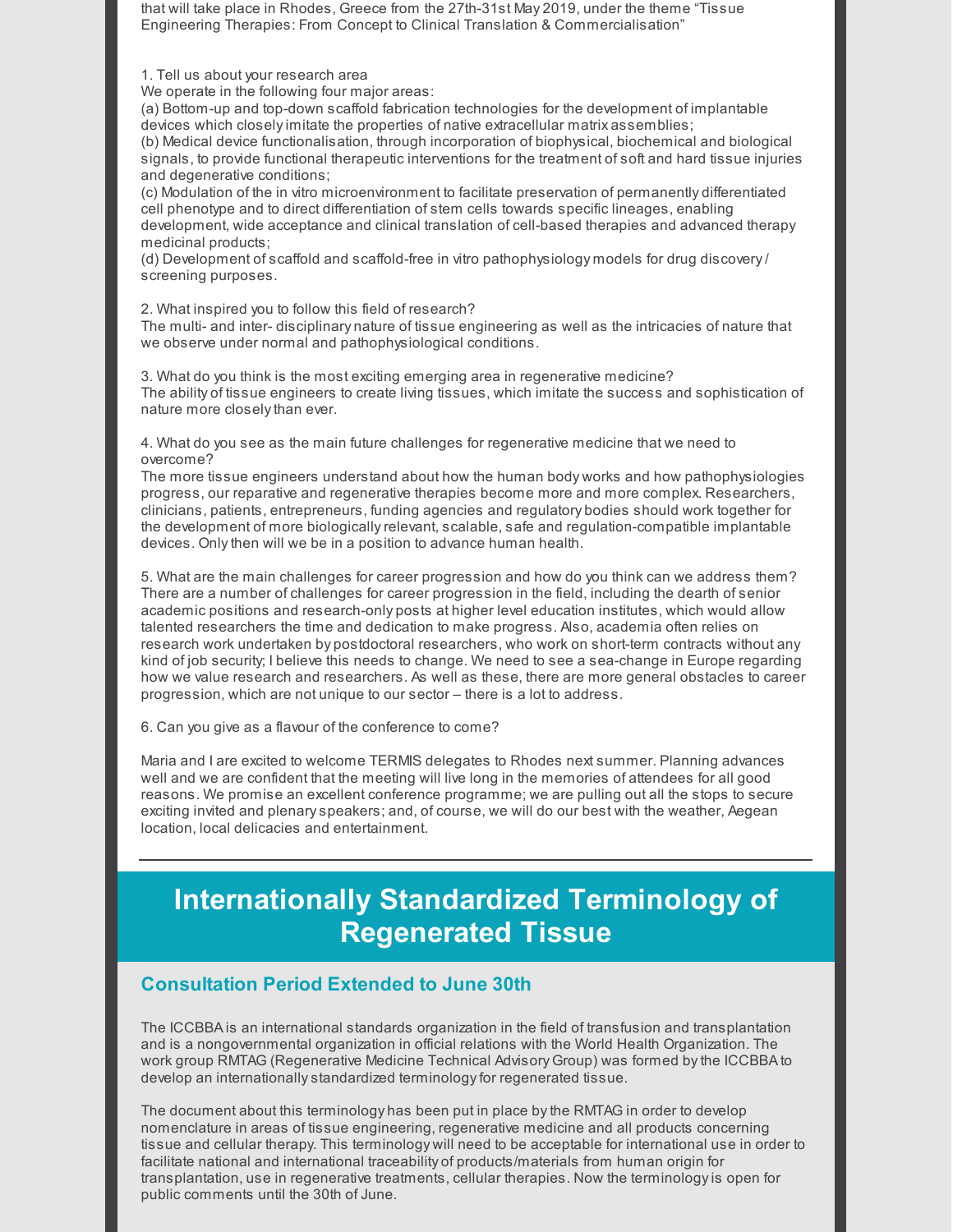that will take place in Rhodes, Greece from the 27th-31st May 2019, under the theme "Tissue Engineering Therapies: From Concept to Clinical Translation & Commercialisation"

1. Tell us about your research area
We operate in the following four major areas:
(a) Bottom-up and top-down scaffold fabrication technologies for the development of implantable devices which closely imitate the properties of native extracellular matrix assemblies;
(b) Medical device functionalisation, through incorporation of biophysical, biochemical and biological signals, to provide functional therapeutic interventions for the treatment of soft and hard tissue injuries and degenerative conditions;
(c) Modulation of the in vitro microenvironment to facilitate preservation of permanently differentiated cell phenotype and to direct differentiation of stem cells towards specific lineages, enabling development, wide acceptance and clinical translation of cell-based therapies and advanced therapy medicinal products;
(d) Development of scaffold and scaffold-free in vitro pathophysiology models for drug discovery / screening purposes.

2. What inspired you to follow this field of research?
The multi- and inter- disciplinary nature of tissue engineering as well as the intricacies of nature that we observe under normal and pathophysiological conditions.

3. What do you think is the most exciting emerging area in regenerative medicine?
The ability of tissue engineers to create living tissues, which imitate the success and sophistication of nature more closely than ever.

4. What do you see as the main future challenges for regenerative medicine that we need to overcome?
The more tissue engineers understand about how the human body works and how pathophysiologies progress, our reparative and regenerative therapies become more and more complex. Researchers, clinicians, patients, entrepreneurs, funding agencies and regulatory bodies should work together for the development of more biologically relevant, scalable, safe and regulation-compatible implantable devices. Only then will we be in a position to advance human health.

5. What are the main challenges for career progression and how do you think can we address them?
There are a number of challenges for career progression in the field, including the dearth of senior academic positions and research-only posts at higher level education institutes, which would allow talented researchers the time and dedication to make progress. Also, academia often relies on research work undertaken by postdoctoral researchers, who work on short-term contracts without any kind of job security; I believe this needs to change. We need to see a sea-change in Europe regarding how we value research and researchers. As well as these, there are more general obstacles to career progression, which are not unique to our sector – there is a lot to address.

6. Can you give as a flavour of the conference to come?

Maria and I are excited to welcome TERMIS delegates to Rhodes next summer. Planning advances well and we are confident that the meeting will live long in the memories of attendees for all good reasons. We promise an excellent conference programme; we are pulling out all the stops to secure exciting invited and plenary speakers; and, of course, we will do our best with the weather, Aegean location, local delicacies and entertainment.

---

# Internationally Standardized Terminology of Regenerated Tissue

## Consultation Period Extended to June 30th

The ICCBBA is an international standards organization in the field of transfusion and transplantation and is a nongovernmental organization in official relations with the World Health Organization. The work group RMTAG (Regenerative Medicine Technical Advisory Group) was formed by the ICCBBA to develop an internationally standardized terminology for regenerated tissue.

The document about this terminology has been put in place by the RMTAG in order to develop nomenclature in areas of tissue engineering, regenerative medicine and all products concerning tissue and cellular therapy. This terminology will need to be acceptable for international use in order to facilitate national and international traceability of products/materials from human origin for transplantation, use in regenerative treatments, cellular therapies. Now the terminology is open for public comments until the 30th of June.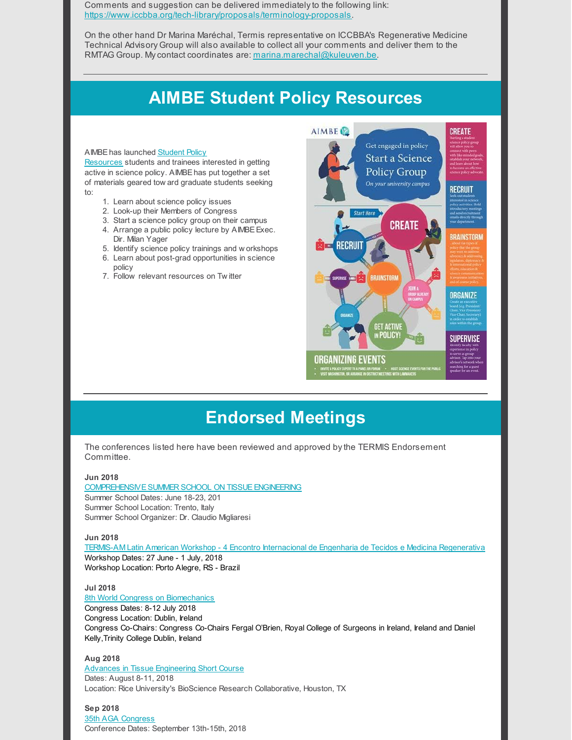Comments and suggestion can be delivered immediately to the following link: https://www.iccbba.org/tech-library/proposals/terminology-proposals.

On the other hand Dr Marina Maréchal, Termis representative on ICCBBA's Regenerative Medicine Technical Advisory Group will also available to collect all your comments and deliver them to the RMTAG Group. My contact coordinates are: marina.marechal@kuleuven.be.

---

# AIMBE Student Policy Resources

AIMBE has launched Student Policy Resources students and trainees interested in getting active in science policy. AIMBE has put together a set of materials geared toward graduate students seeking to:

1. Learn about science policy issues
2. Look-up their Members of Congress
3. Start a science policy group on their campus
4. Arrange a public policy lecture by AIMBE Exec. Dir. Milan Yager
5. Identify science policy trainings and workshops
6. Learn about post-grad opportunities in science policy
7. Follow relevant resources on Twitter

---

# Endorsed Meetings

The conferences listed here have been reviewed and approved by the TERMIS Endorsement Committee.

**Jun 2018**
COMPREHENSIVE SUMMER SCHOOL ON TISSUE ENGINEERING
Summer School Dates: June 18-23, 201
Summer School Location: Trento, Italy
Summer School Organizer: Dr. Claudio Migliaresi

**Jun 2018**
TERMIS-AM Latin American Workshop - 4 Encontro Internacional de Engenharia de Tecidos e Medicina Regenerativa
Workshop Dates: 27 June - 1 July, 2018
Workshop Location: Porto Alegre, RS - Brazil

**Jul 2018**
8th World Congress on Biomechanics
Congress Dates: 8-12 July 2018
Congress Location: Dublin, Ireland
Congress Co-Chairs: Congress Co-Chairs Fergal O'Brien, Royal College of Surgeons in Ireland, Ireland and Daniel Kelly, Trinity College Dublin, Ireland

**Aug 2018**
Advances in Tissue Engineering Short Course
Dates: August 8-11, 2018
Location: Rice University's BioScience Research Collaborative, Houston, TX

**Sep 2018**
35th AGA Congress
Conference Dates: September 13th-15th, 2018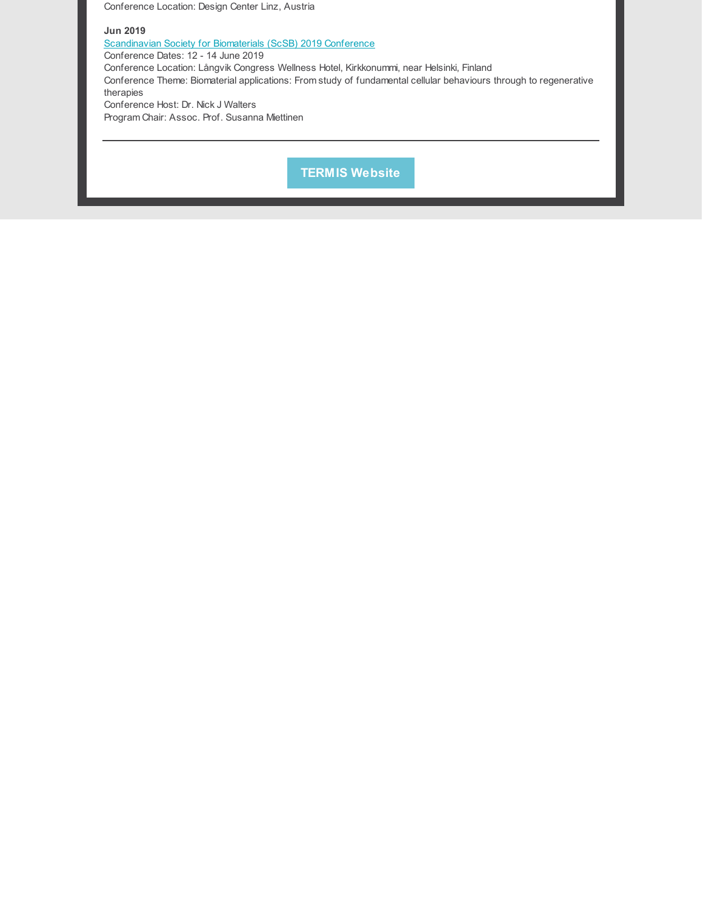Conference Location: Design Center Linz, Austria

**Jun 2019**

Scandinavian Society for Biomaterials (ScSB) 2019 Conference
Conference Dates: 12 - 14 June 2019
Conference Location: Långvik Congress Wellness Hotel, Kirkkonummi, near Helsinki, Finland
Conference Theme: Biomaterial applications: From study of fundamental cellular behaviours through to regenerative therapies
Conference Host: Dr. Nick J Walters
Program Chair: Assoc. Prof. Susanna Miettinen

---

**TERMIS Website**